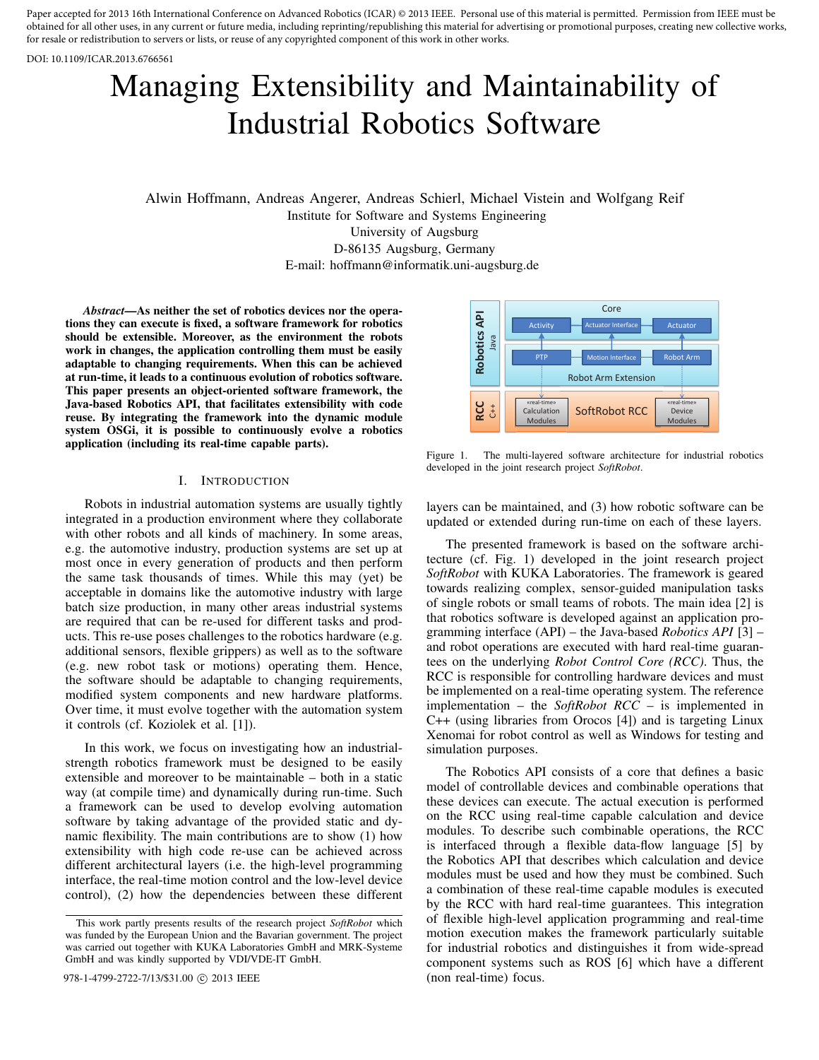Paper accepted for 2013 16th International Conference on Advanced Robotics (ICAR) © 2013 IEEE. Personal use of this material is permitted. Permission from IEEE must be obtained for all other uses, in any current or future media, including reprinting/republishing this material for advertising or promotional purposes, creating new collective works, for resale or redistribution to servers or lists, or reuse of any copyrighted component of this work in other works.

DOI: 10.1109/ICAR.2013.6766561

# Managing Extensibility and Maintainability of Industrial Robotics Software

Alwin Hoffmann, Andreas Angerer, Andreas Schierl, Michael Vistein and Wolfgang Reif
Institute for Software and Systems Engineering
University of Augsburg
D-86135 Augsburg, Germany
E-mail: hoffmann@informatik.uni-augsburg.de

***Abstract*—As neither the set of robotics devices nor the operations they can execute is fixed, a software framework for robotics should be extensible. Moreover, as the environment the robots work in changes, the application controlling them must be easily adaptable to changing requirements. When this can be achieved at run-time, it leads to a continuous evolution of robotics software. This paper presents an object-oriented software framework, the Java-based Robotics API, that facilitates extensibility with code reuse. By integrating the framework into the dynamic module system OSGi, it is possible to continuously evolve a robotics application (including its real-time capable parts).**

## I. Introduction

Robots in industrial automation systems are usually tightly integrated in a production environment where they collaborate with other robots and all kinds of machinery. In some areas, e.g. the automotive industry, production systems are set up at most once in every generation of products and then perform the same task thousands of times. While this may (yet) be acceptable in domains like the automotive industry with large batch size production, in many other areas industrial systems are required that can be re-used for different tasks and products. This re-use poses challenges to the robotics hardware (e.g. additional sensors, flexible grippers) as well as to the software (e.g. new robot task or motions) operating them. Hence, the software should be adaptable to changing requirements, modified system components and new hardware platforms. Over time, it must evolve together with the automation system it controls (cf. Koziolek et al. [1]).

In this work, we focus on investigating how an industrial-strength robotics framework must be designed to be easily extensible and moreover to be maintainable – both in a static way (at compile time) and dynamically during run-time. Such a framework can be used to develop evolving automation software by taking advantage of the provided static and dynamic flexibility. The main contributions are to show (1) how extensibility with high code re-use can be achieved across different architectural layers (i.e. the high-level programming interface, the real-time motion control and the low-level device control), (2) how the dependencies between these different layers can be maintained, and (3) how robotic software can be updated or extended during run-time on each of these layers.

Robotics API
Java
Core
Activity
Actuator Interface
Actuator
PTP
Motion Interface
Robot Arm
Robot Arm Extension
RCC
C++
«real-time»
Calculation Modules
SoftRobot RCC
«real-time»
Device Modules

Figure 1. The multi-layered software architecture for industrial robotics developed in the joint research project *SoftRobot*.

The presented framework is based on the software architecture (cf. Fig. 1) developed in the joint research project *SoftRobot* with KUKA Laboratories. The framework is geared towards realizing complex, sensor-guided manipulation tasks of single robots or small teams of robots. The main idea [2] is that robotics software is developed against an application programming interface (API) – the Java-based *Robotics API* [3] – and robot operations are executed with hard real-time guarantees on the underlying *Robot Control Core (RCC)*. Thus, the RCC is responsible for controlling hardware devices and must be implemented on a real-time operating system. The reference implementation – the *SoftRobot RCC* – is implemented in C++ (using libraries from Orocos [4]) and is targeting Linux Xenomai for robot control as well as Windows for testing and simulation purposes.

The Robotics API consists of a core that defines a basic model of controllable devices and combinable operations that these devices can execute. The actual execution is performed on the RCC using real-time capable calculation and device modules. To describe such combinable operations, the RCC is interfaced through a flexible data-flow language [5] by the Robotics API that describes which calculation and device modules must be used and how they must be combined. Such a combination of these real-time capable modules is executed by the RCC with hard real-time guarantees. This integration of flexible high-level application programming and real-time motion execution makes the framework particularly suitable for industrial robotics and distinguishes it from wide-spread component systems such as ROS [6] which have a different (non real-time) focus.

This work partly presents results of the research project *SoftRobot* which was funded by the European Union and the Bavarian government. The project was carried out together with KUKA Laboratories GmbH and MRK-Systeme GmbH and was kindly supported by VDI/VDE-IT GmbH.

978-1-4799-2722-7/13/$31.00 © 2013 IEEE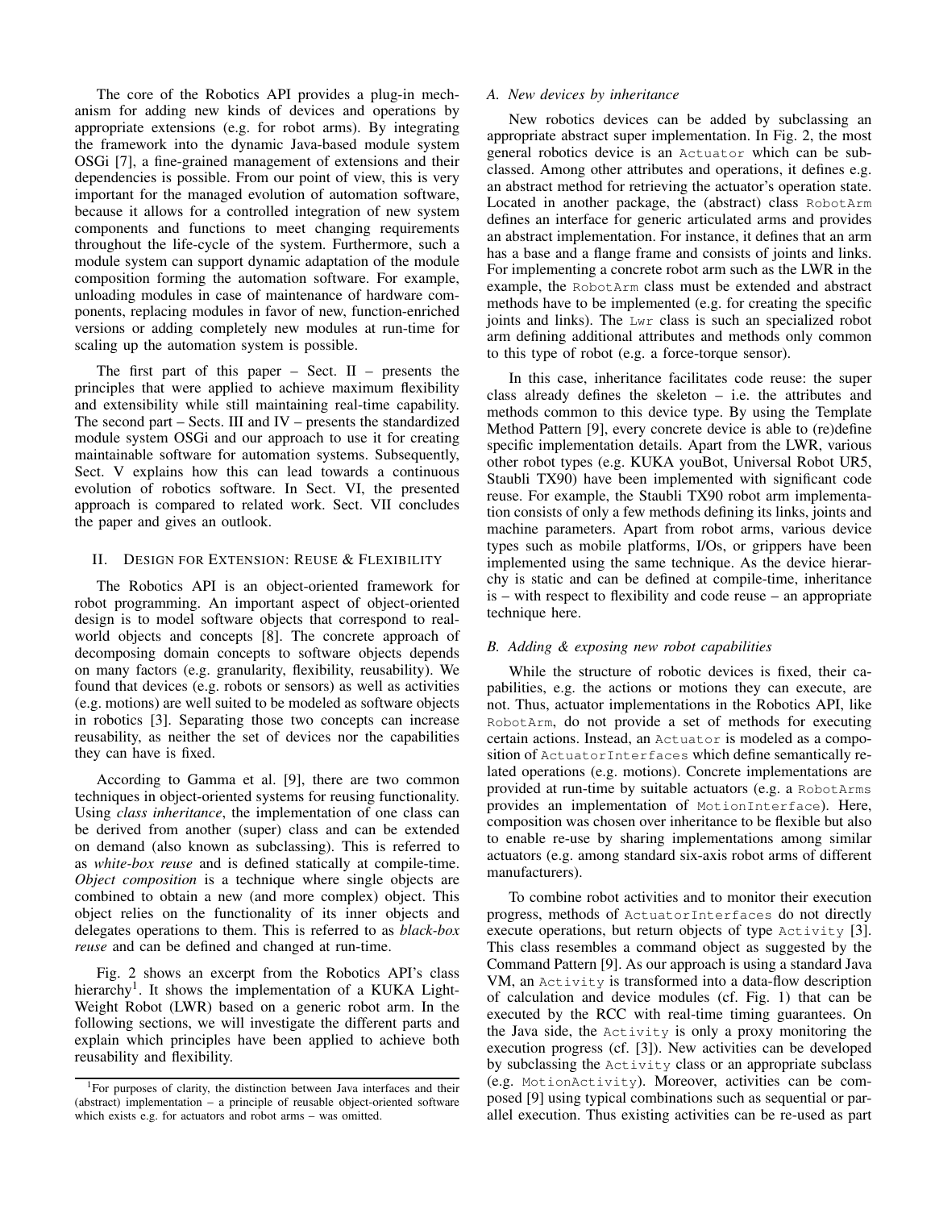The core of the Robotics API provides a plug-in mechanism for adding new kinds of devices and operations by appropriate extensions (e.g. for robot arms). By integrating the framework into the dynamic Java-based module system OSGi [7], a fine-grained management of extensions and their dependencies is possible. From our point of view, this is very important for the managed evolution of automation software, because it allows for a controlled integration of new system components and functions to meet changing requirements throughout the life-cycle of the system. Furthermore, such a module system can support dynamic adaptation of the module composition forming the automation software. For example, unloading modules in case of maintenance of hardware components, replacing modules in favor of new, function-enriched versions or adding completely new modules at run-time for scaling up the automation system is possible.

The first part of this paper – Sect. II – presents the principles that were applied to achieve maximum flexibility and extensibility while still maintaining real-time capability. The second part – Sects. III and IV – presents the standardized module system OSGi and our approach to use it for creating maintainable software for automation systems. Subsequently, Sect. V explains how this can lead towards a continuous evolution of robotics software. In Sect. VI, the presented approach is compared to related work. Sect. VII concludes the paper and gives an outlook.

## II. Design for Extension: Reuse & Flexibility

The Robotics API is an object-oriented framework for robot programming. An important aspect of object-oriented design is to model software objects that correspond to real-world objects and concepts [8]. The concrete approach of decomposing domain concepts to software objects depends on many factors (e.g. granularity, flexibility, reusability). We found that devices (e.g. robots or sensors) as well as activities (e.g. motions) are well suited to be modeled as software objects in robotics [3]. Separating those two concepts can increase reusability, as neither the set of devices nor the capabilities they can have is fixed.

According to Gamma et al. [9], there are two common techniques in object-oriented systems for reusing functionality. Using *class inheritance*, the implementation of one class can be derived from another (super) class and can be extended on demand (also known as subclassing). This is referred to as *white-box reuse* and is defined statically at compile-time. *Object composition* is a technique where single objects are combined to obtain a new (and more complex) object. This object relies on the functionality of its inner objects and delegates operations to them. This is referred to as *black-box reuse* and can be defined and changed at run-time.

Fig. 2 shows an excerpt from the Robotics API's class hierarchy[1]. It shows the implementation of a KUKA Light-Weight Robot (LWR) based on a generic robot arm. In the following sections, we will investigate the different parts and explain which principles have been applied to achieve both reusability and flexibility.

[1] For purposes of clarity, the distinction between Java interfaces and their (abstract) implementation – a principle of reusable object-oriented software which exists e.g. for actuators and robot arms – was omitted.

### A. New devices by inheritance

New robotics devices can be added by subclassing an appropriate abstract super implementation. In Fig. 2, the most general robotics device is an `Actuator` which can be subclassed. Among other attributes and operations, it defines e.g. an abstract method for retrieving the actuator's operation state. Located in another package, the (abstract) class `RobotArm` defines an interface for generic articulated arms and provides an abstract implementation. For instance, it defines that an arm has a base and a flange frame and consists of joints and links. For implementing a concrete robot arm such as the LWR in the example, the `RobotArm` class must be extended and abstract methods have to be implemented (e.g. for creating the specific joints and links). The `Lwr` class is such an specialized robot arm defining additional attributes and methods only common to this type of robot (e.g. a force-torque sensor).

In this case, inheritance facilitates code reuse: the super class already defines the skeleton – i.e. the attributes and methods common to this device type. By using the Template Method Pattern [9], every concrete device is able to (re)define specific implementation details. Apart from the LWR, various other robot types (e.g. KUKA youBot, Universal Robot UR5, Staubli TX90) have been implemented with significant code reuse. For example, the Staubli TX90 robot arm implementation consists of only a few methods defining its links, joints and machine parameters. Apart from robot arms, various device types such as mobile platforms, I/Os, or grippers have been implemented using the same technique. As the device hierarchy is static and can be defined at compile-time, inheritance is – with respect to flexibility and code reuse – an appropriate technique here.

### B. Adding & exposing new robot capabilities

While the structure of robotic devices is fixed, their capabilities, e.g. the actions or motions they can execute, are not. Thus, actuator implementations in the Robotics API, like `RobotArm`, do not provide a set of methods for executing certain actions. Instead, an `Actuator` is modeled as a composition of `ActuatorInterfaces` which define semantically related operations (e.g. motions). Concrete implementations are provided at run-time by suitable actuators (e.g. a `RobotArms` provides an implementation of `MotionInterface`). Here, composition was chosen over inheritance to be flexible but also to enable re-use by sharing implementations among similar actuators (e.g. among standard six-axis robot arms of different manufacturers).

To combine robot activities and to monitor their execution progress, methods of `ActuatorInterfaces` do not directly execute operations, but return objects of type `Activity` [3]. This class resembles a command object as suggested by the Command Pattern [9]. As our approach is using a standard Java VM, an `Activity` is transformed into a data-flow description of calculation and device modules (cf. Fig. 1) that can be executed by the RCC with real-time timing guarantees. On the Java side, the `Activity` is only a proxy monitoring the execution progress (cf. [3]). New activities can be developed by subclassing the `Activity` class or an appropriate subclass (e.g. `MotionActivity`). Moreover, activities can be composed [9] using typical combinations such as sequential or parallel execution. Thus existing activities can be re-used as part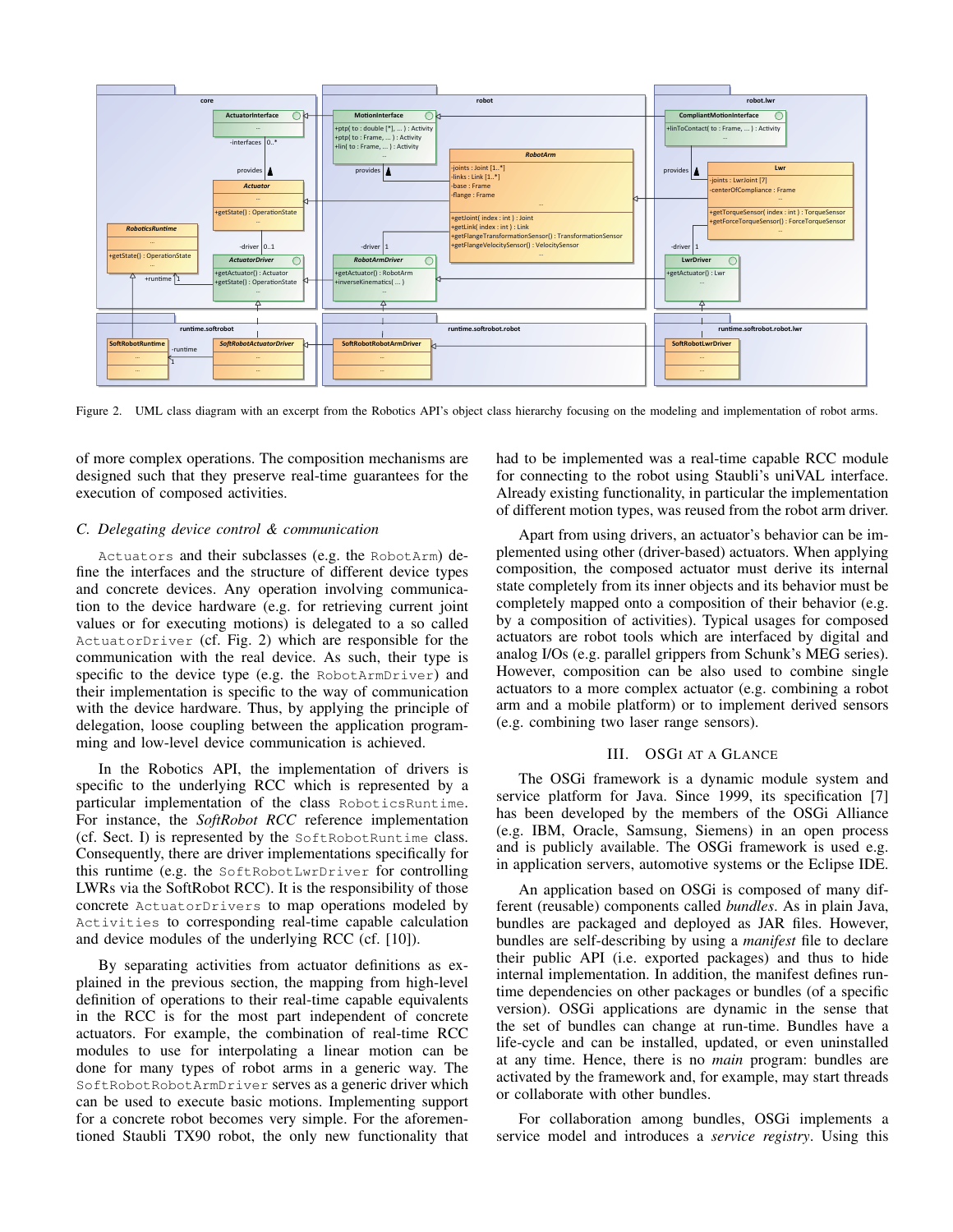Figure 2. UML class diagram with an excerpt from the Robotics API's object class hierarchy focusing on the modeling and implementation of robot arms.

of more complex operations. The composition mechanisms are designed such that they preserve real-time guarantees for the execution of composed activities.

### C. Delegating device control & communication

`Actuators` and their subclasses (e.g. the `RobotArm`) define the interfaces and the structure of different device types and concrete devices. Any operation involving communication to the device hardware (e.g. for retrieving current joint values or for executing motions) is delegated to a so called `ActuatorDriver` (cf. Fig. 2) which are responsible for the communication with the real device. As such, their type is specific to the device type (e.g. the `RobotArmDriver`) and their implementation is specific to the way of communication with the device hardware. Thus, by applying the principle of delegation, loose coupling between the application programming and low-level device communication is achieved.

In the Robotics API, the implementation of drivers is specific to the underlying RCC which is represented by a particular implementation of the class `RoboticsRuntime`. For instance, the *SoftRobot RCC* reference implementation (cf. Sect. I) is represented by the `SoftRobotRuntime` class. Consequently, there are driver implementations specifically for this runtime (e.g. the `SoftRobotLwrDriver` for controlling LWRs via the SoftRobot RCC). It is the responsibility of those concrete `ActuatorDrivers` to map operations modeled by `Activities` to corresponding real-time capable calculation and device modules of the underlying RCC (cf. [10]).

By separating activities from actuator definitions as explained in the previous section, the mapping from high-level definition of operations to their real-time capable equivalents in the RCC is for the most part independent of concrete actuators. For example, the combination of real-time RCC modules to use for interpolating a linear motion can be done for many types of robot arms in a generic way. The `SoftRobotRobotArmDriver` serves as a generic driver which can be used to execute basic motions. Implementing support for a concrete robot becomes very simple. For the aforementioned Staubli TX90 robot, the only new functionality that had to be implemented was a real-time capable RCC module for connecting to the robot using Staubli's uniVAL interface. Already existing functionality, in particular the implementation of different motion types, was reused from the robot arm driver.

Apart from using drivers, an actuator's behavior can be implemented using other (driver-based) actuators. When applying composition, the composed actuator must derive its internal state completely from its inner objects and its behavior must be completely mapped onto a composition of their behavior (e.g. by a composition of activities). Typical usages for composed actuators are robot tools which are interfaced by digital and analog I/Os (e.g. parallel grippers from Schunk's MEG series). However, composition can be also used to combine single actuators to a more complex actuator (e.g. combining a robot arm and a mobile platform) or to implement derived sensors (e.g. combining two laser range sensors).

## III. OSGi at a Glance

The OSGi framework is a dynamic module system and service platform for Java. Since 1999, its specification [7] has been developed by the members of the OSGi Alliance (e.g. IBM, Oracle, Samsung, Siemens) in an open process and is publicly available. The OSGi framework is used e.g. in application servers, automotive systems or the Eclipse IDE.

An application based on OSGi is composed of many different (reusable) components called *bundles*. As in plain Java, bundles are packaged and deployed as JAR files. However, bundles are self-describing by using a *manifest* file to declare their public API (i.e. exported packages) and thus to hide internal implementation. In addition, the manifest defines runtime dependencies on other packages or bundles (of a specific version). OSGi applications are dynamic in the sense that the set of bundles can change at run-time. Bundles have a life-cycle and can be installed, updated, or even uninstalled at any time. Hence, there is no *main* program: bundles are activated by the framework and, for example, may start threads or collaborate with other bundles.

For collaboration among bundles, OSGi implements a service model and introduces a *service registry*. Using this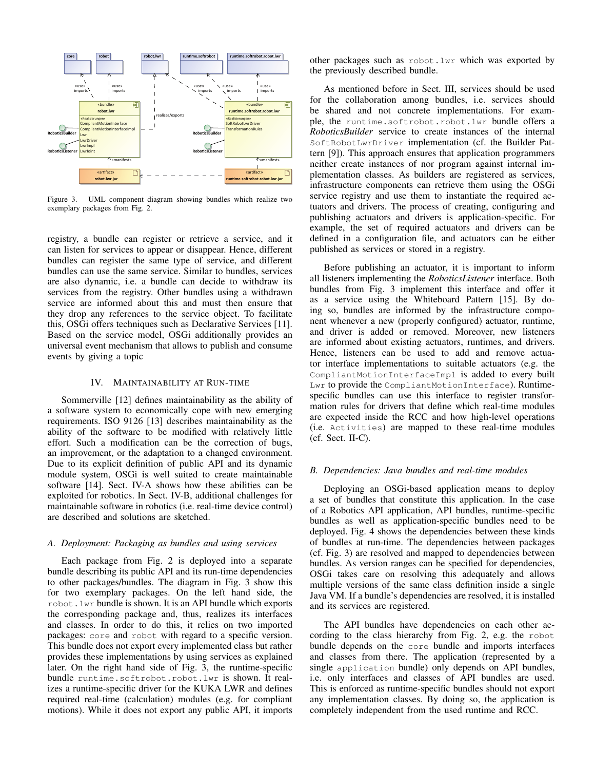core

robot

robot.lwr

runtime.softrobot

runtime.softrobot.robot.lwr

«use» imports

«use» imports

realizes/exports

«use» imports

«use» imports

«use» imports

«bundle» robot.lwr

«Realisierungen» CompliantMotionInterface CompliantMotionInterfaceImpl Lwr LwrDriver LwrImpl LwrJoint

RoboticsBuilder

RoboticsListener

«bundle» runtime.softrobot.robot.lwr

«Realisierungen» SoftRobotLwrDriver TransformationRules

RoboticsBuilder

RoboticsListener

«manifest»

«manifest»

«artifact» robot.lwr.jar

«artifact» runtime.softrobot.robot.lwr.jar

Figure 3. UML component diagram showing bundles which realize two exemplary packages from Fig. 2.

registry, a bundle can register or retrieve a service, and it can listen for services to appear or disappear. Hence, different bundles can register the same type of service, and different bundles can use the same service. Similar to bundles, services are also dynamic, i.e. a bundle can decide to withdraw its services from the registry. Other bundles using a withdrawn service are informed about this and must then ensure that they drop any references to the service object. To facilitate this, OSGi offers techniques such as Declarative Services [11]. Based on the service model, OSGi additionally provides an universal event mechanism that allows to publish and consume events by giving a topic

## IV. Maintainability at Run-time

Sommerville [12] defines maintainability as the ability of a software system to economically cope with new emerging requirements. ISO 9126 [13] describes maintainability as the ability of the software to be modified with relatively little effort. Such a modification can be the correction of bugs, an improvement, or the adaptation to a changed environment. Due to its explicit definition of public API and its dynamic module system, OSGi is well suited to create maintainable software [14]. Sect. IV-A shows how these abilities can be exploited for robotics. In Sect. IV-B, additional challenges for maintainable software in robotics (i.e. real-time device control) are described and solutions are sketched.

### *A. Deployment: Packaging as bundles and using services*

Each package from Fig. 2 is deployed into a separate bundle describing its public API and its run-time dependencies to other packages/bundles. The diagram in Fig. 3 show this for two exemplary packages. On the left hand side, the `robot.lwr` bundle is shown. It is an API bundle which exports the corresponding package and, thus, realizes its interfaces and classes. In order to do this, it relies on two imported packages: `core` and `robot` with regard to a specific version. This bundle does not export every implemented class but rather provides these implementations by using services as explained later. On the right hand side of Fig. 3, the runtime-specific bundle `runtime.softrobot.robot.lwr` is shown. It realizes a runtime-specific driver for the KUKA LWR and defines required real-time (calculation) modules (e.g. for compliant motions). While it does not export any public API, it imports other packages such as `robot.lwr` which was exported by the previously described bundle.

As mentioned before in Sect. III, services should be used for the collaboration among bundles, i.e. services should be shared and not concrete implementations. For example, the `runtime.softrobot.robot.lwr` bundle offers a *RoboticsBuilder* service to create instances of the internal `SoftRobotLwrDriver` implementation (cf. the Builder Pattern [9]). This approach ensures that application programmers neither create instances of nor program against internal implementation classes. As builders are registered as services, infrastructure components can retrieve them using the OSGi service registry and use them to instantiate the required actuators and drivers. The process of creating, configuring and publishing actuators and drivers is application-specific. For example, the set of required actuators and drivers can be defined in a configuration file, and actuators can be either published as services or stored in a registry.

Before publishing an actuator, it is important to inform all listeners implementing the *RoboticsListener* interface. Both bundles from Fig. 3 implement this interface and offer it as a service using the Whiteboard Pattern [15]. By doing so, bundles are informed by the infrastructure component whenever a new (properly configured) actuator, runtime, and driver is added or removed. Moreover, new listeners are informed about existing actuators, runtimes, and drivers. Hence, listeners can be used to add and remove actuator interface implementations to suitable actuators (e.g. the `CompliantMotionInterfaceImpl` is added to every built `Lwr` to provide the `CompliantMotionInterface`). Runtime-specific bundles can use this interface to register transformation rules for drivers that define which real-time modules are expected inside the RCC and how high-level operations (i.e. `Activities`) are mapped to these real-time modules (cf. Sect. II-C).

### *B. Dependencies: Java bundles and real-time modules*

Deploying an OSGi-based application means to deploy a set of bundles that constitute this application. In the case of a Robotics API application, API bundles, runtime-specific bundles as well as application-specific bundles need to be deployed. Fig. 4 shows the dependencies between these kinds of bundles at run-time. The dependencies between packages (cf. Fig. 3) are resolved and mapped to dependencies between bundles. As version ranges can be specified for dependencies, OSGi takes care on resolving this adequately and allows multiple versions of the same class definition inside a single Java VM. If a bundle's dependencies are resolved, it is installed and its services are registered.

The API bundles have dependencies on each other according to the class hierarchy from Fig. 2, e.g. the `robot` bundle depends on the `core` bundle and imports interfaces and classes from there. The application (represented by a single `application` bundle) only depends on API bundles, i.e. only interfaces and classes of API bundles are used. This is enforced as runtime-specific bundles should not export any implementation classes. By doing so, the application is completely independent from the used runtime and RCC.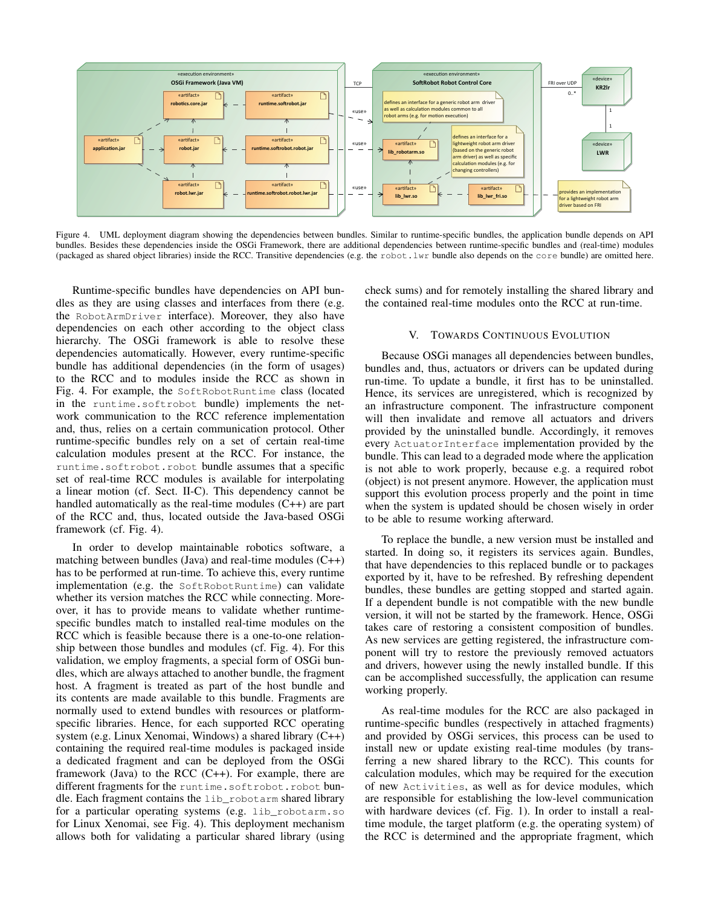«execution environment»
OSGi Framework (Java VM)

«artifact»
robotics.core.jar

«artifact»
runtime.softrobot.jar

«artifact»
application.jar

«artifact»
robot.jar

«artifact»
runtime.softrobot.robot.jar

«artifact»
robot.lwr.jar

«artifact»
runtime.softrobot.robot.lwr.jar

TCP

«use»

«use»

«use»

«execution environment»
SoftRobot Robot Control Core

defines an interface for a generic robot arm driver as well as calculation modules common to all robot arms (e.g. for motion execution)

«artifact»
lib_robotarm.so

defines an interface for a lightweight robot arm driver (based on the generic robot arm driver) as well as specific calculation modules (e.g. for changing controllers)

«artifact»
lib_lwr.so

«artifact»
lib_lwr_fri.so

FRI over UDP

0..*

«device»
KR2lr

1

1

«device»
LWR

provides an implementation for a lightweight robot arm driver based on FRI

Figure 4. UML deployment diagram showing the dependencies between bundles. Similar to runtime-specific bundles, the application bundle depends on API bundles. Besides these dependencies inside the OSGi Framework, there are additional dependencies between runtime-specific bundles and (real-time) modules (packaged as shared object libraries) inside the RCC. Transitive dependencies (e.g. the robot.lwr bundle also depends on the core bundle) are omitted here.

Runtime-specific bundles have dependencies on API bundles as they are using classes and interfaces from there (e.g. the RobotArmDriver interface). Moreover, they also have dependencies on each other according to the object class hierarchy. The OSGi framework is able to resolve these dependencies automatically. However, every runtime-specific bundle has additional dependencies (in the form of usages) to the RCC and to modules inside the RCC as shown in Fig. 4. For example, the SoftRobotRuntime class (located in the runtime.softrobot bundle) implements the network communication to the RCC reference implementation and, thus, relies on a certain communication protocol. Other runtime-specific bundles rely on a set of certain real-time calculation modules present at the RCC. For instance, the runtime.softrobot.robot bundle assumes that a specific set of real-time RCC modules is available for interpolating a linear motion (cf. Sect. II-C). This dependency cannot be handled automatically as the real-time modules (C++) are part of the RCC and, thus, located outside the Java-based OSGi framework (cf. Fig. 4).

In order to develop maintainable robotics software, a matching between bundles (Java) and real-time modules (C++) has to be performed at run-time. To achieve this, every runtime implementation (e.g. the SoftRobotRuntime) can validate whether its version matches the RCC while connecting. Moreover, it has to provide means to validate whether runtime-specific bundles match to installed real-time modules on the RCC which is feasible because there is a one-to-one relationship between those bundles and modules (cf. Fig. 4). For this validation, we employ fragments, a special form of OSGi bundles, which are always attached to another bundle, the fragment host. A fragment is treated as part of the host bundle and its contents are made available to this bundle. Fragments are normally used to extend bundles with resources or platform-specific libraries. Hence, for each supported RCC operating system (e.g. Linux Xenomai, Windows) a shared library (C++) containing the required real-time modules is packaged inside a dedicated fragment and can be deployed from the OSGi framework (Java) to the RCC (C++). For example, there are different fragments for the runtime.softrobot.robot bundle. Each fragment contains the lib_robotarm shared library for a particular operating systems (e.g. lib_robotarm.so for Linux Xenomai, see Fig. 4). This deployment mechanism allows both for validating a particular shared library (using check sums) and for remotely installing the shared library and the contained real-time modules onto the RCC at run-time.

## V. Towards Continuous Evolution

Because OSGi manages all dependencies between bundles, bundles and, thus, actuators or drivers can be updated during run-time. To update a bundle, it first has to be uninstalled. Hence, its services are unregistered, which is recognized by an infrastructure component. The infrastructure component will then invalidate and remove all actuators and drivers provided by the uninstalled bundle. Accordingly, it removes every ActuatorInterface implementation provided by the bundle. This can lead to a degraded mode where the application is not able to work properly, because e.g. a required robot (object) is not present anymore. However, the application must support this evolution process properly and the point in time when the system is updated should be chosen wisely in order to be able to resume working afterward.

To replace the bundle, a new version must be installed and started. In doing so, it registers its services again. Bundles, that have dependencies to this replaced bundle or to packages exported by it, have to be refreshed. By refreshing dependent bundles, these bundles are getting stopped and started again. If a dependent bundle is not compatible with the new bundle version, it will not be started by the framework. Hence, OSGi takes care of restoring a consistent composition of bundles. As new services are getting registered, the infrastructure component will try to restore the previously removed actuators and drivers, however using the newly installed bundle. If this can be accomplished successfully, the application can resume working properly.

As real-time modules for the RCC are also packaged in runtime-specific bundles (respectively in attached fragments) and provided by OSGi services, this process can be used to install new or update existing real-time modules (by transferring a new shared library to the RCC). This counts for calculation modules, which may be required for the execution of new Activities, as well as for device modules, which are responsible for establishing the low-level communication with hardware devices (cf. Fig. 1). In order to install a real-time module, the target platform (e.g. the operating system) of the RCC is determined and the appropriate fragment, which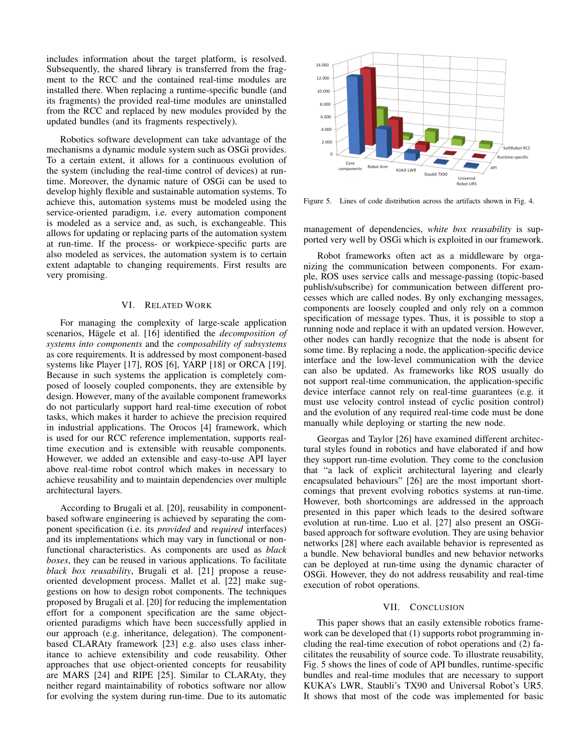includes information about the target platform, is resolved. Subsequently, the shared library is transferred from the fragment to the RCC and the contained real-time modules are installed there. When replacing a runtime-specific bundle (and its fragments) the provided real-time modules are uninstalled from the RCC and replaced by new modules provided by the updated bundles (and its fragments respectively).

Robotics software development can take advantage of the mechanisms a dynamic module system such as OSGi provides. To a certain extent, it allows for a continuous evolution of the system (including the real-time control of devices) at run-time. Moreover, the dynamic nature of OSGi can be used to develop highly flexible and sustainable automation systems. To achieve this, automation systems must be modeled using the service-oriented paradigm, i.e. every automation component is modeled as a service and, as such, is exchangeable. This allows for updating or replacing parts of the automation system at run-time. If the process- or workpiece-specific parts are also modeled as services, the automation system is to certain extent adaptable to changing requirements. First results are very promising.

## VI. Related Work

For managing the complexity of large-scale application scenarios, Hägele et al. [16] identified the *decomposition of systems into components* and the *composability of subsystems* as core requirements. It is addressed by most component-based systems like Player [17], ROS [6], YARP [18] or ORCA [19]. Because in such systems the application is completely composed of loosely coupled components, they are extensible by design. However, many of the available component frameworks do not particularly support hard real-time execution of robot tasks, which makes it harder to achieve the precision required in industrial applications. The Orocos [4] framework, which is used for our RCC reference implementation, supports real-time execution and is extensible with reusable components. However, we added an extensible and easy-to-use API layer above real-time robot control which makes in necessary to achieve reusability and to maintain dependencies over multiple architectural layers.

According to Brugali et al. [20], reusability in component-based software engineering is achieved by separating the component specification (i.e. its *provided* and *required* interfaces) and its implementations which may vary in functional or non-functional characteristics. As components are used as *black boxes*, they can be reused in various applications. To facilitate *black box reusability*, Brugali et al. [21] propose a reuse-oriented development process. Mallet et al. [22] make suggestions on how to design robot components. The techniques proposed by Brugali et al. [20] for reducing the implementation effort for a component specification are the same object-oriented paradigms which have been successfully applied in our approach (e.g. inheritance, delegation). The component-based CLARAty framework [23] e.g. also uses class inheritance to achieve extensibility and code reusability. Other approaches that use object-oriented concepts for reusability are MARS [24] and RIPE [25]. Similar to CLARAty, they neither regard maintainability of robotics software nor allow for evolving the system during run-time. Due to its automatic management of dependencies, *white box reusability* is supported very well by OSGi which is exploited in our framework.

Figure 5. Lines of code distribution across the artifacts shown in Fig. 4.

Robot frameworks often act as a middleware by organizing the communication between components. For example, ROS uses service calls and message-passing (topic-based publish/subscribe) for communication between different processes which are called nodes. By only exchanging messages, components are loosely coupled and only rely on a common specification of message types. Thus, it is possible to stop a running node and replace it with an updated version. However, other nodes can hardly recognize that the node is absent for some time. By replacing a node, the application-specific device interface and the low-level communication with the device can also be updated. As frameworks like ROS usually do not support real-time communication, the application-specific device interface cannot rely on real-time guarantees (e.g. it must use velocity control instead of cyclic position control) and the evolution of any required real-time code must be done manually while deploying or starting the new node.

Georgas and Taylor [26] have examined different architectural styles found in robotics and have elaborated if and how they support run-time evolution. They come to the conclusion that "a lack of explicit architectural layering and clearly encapsulated behaviours" [26] are the most important shortcomings that prevent evolving robotics systems at run-time. However, both shortcomings are addressed in the approach presented in this paper which leads to the desired software evolution at run-time. Luo et al. [27] also present an OSGi-based approach for software evolution. They are using behavior networks [28] where each available behavior is represented as a bundle. New behavioral bundles and new behavior networks can be deployed at run-time using the dynamic character of OSGi. However, they do not address reusability and real-time execution of robot operations.

## VII. Conclusion

This paper shows that an easily extensible robotics framework can be developed that (1) supports robot programming including the real-time execution of robot operations and (2) facilitates the reusability of source code. To illustrate reusability, Fig. 5 shows the lines of code of API bundles, runtime-specific bundles and real-time modules that are necessary to support KUKA's LWR, Staubli's TX90 and Universal Robot's UR5. It shows that most of the code was implemented for basic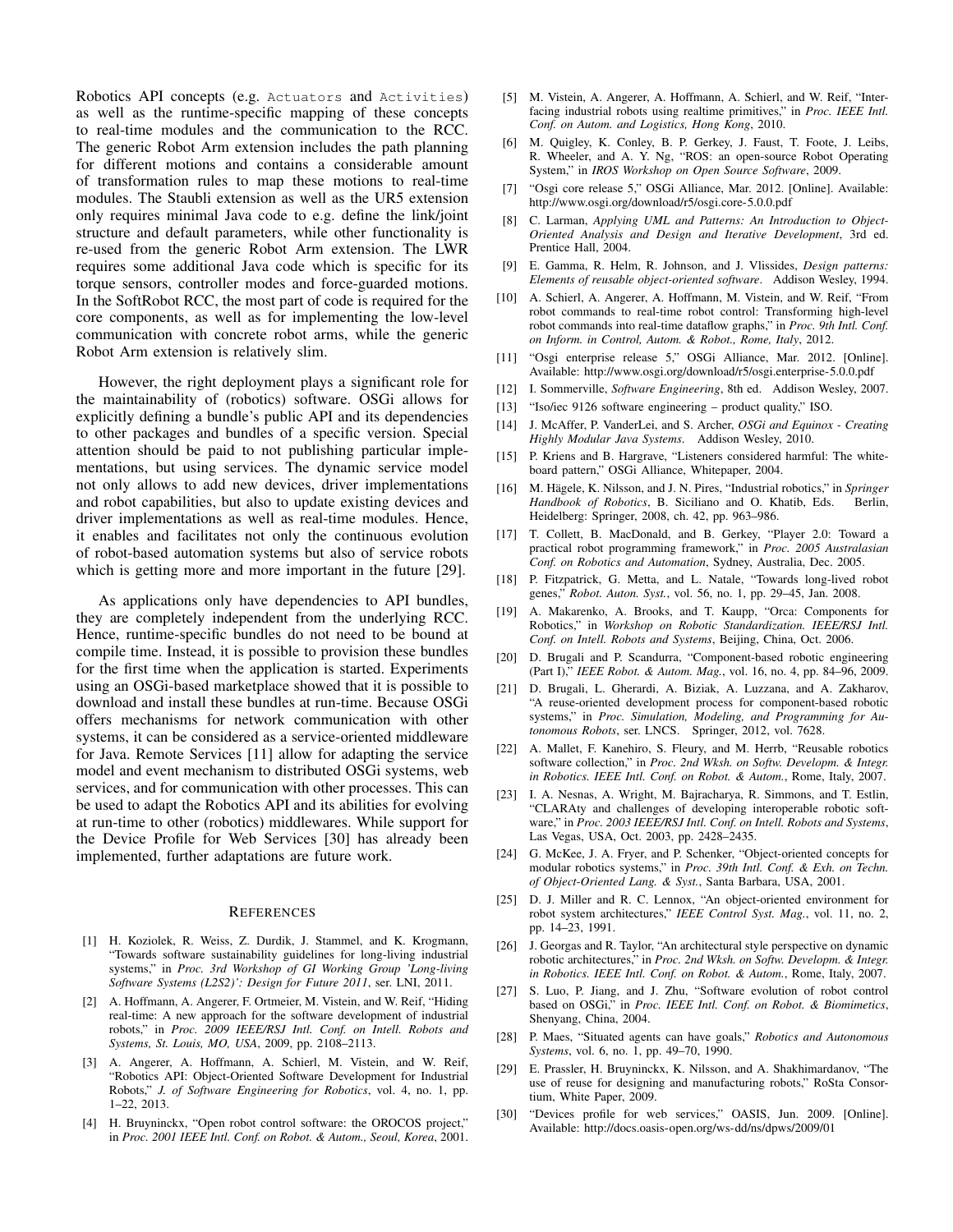Robotics API concepts (e.g. `Actuators` and `Activities`) as well as the runtime-specific mapping of these concepts to real-time modules and the communication to the RCC. The generic Robot Arm extension includes the path planning for different motions and contains a considerable amount of transformation rules to map these motions to real-time modules. The Staubli extension as well as the UR5 extension only requires minimal Java code to e.g. define the link/joint structure and default parameters, while other functionality is re-used from the generic Robot Arm extension. The LWR requires some additional Java code which is specific for its torque sensors, controller modes and force-guarded motions. In the SoftRobot RCC, the most part of code is required for the core components, as well as for implementing the low-level communication with concrete robot arms, while the generic Robot Arm extension is relatively slim.

However, the right deployment plays a significant role for the maintainability of (robotics) software. OSGi allows for explicitly defining a bundle's public API and its dependencies to other packages and bundles of a specific version. Special attention should be paid to not publishing particular implementations, but using services. The dynamic service model not only allows to add new devices, driver implementations and robot capabilities, but also to update existing devices and driver implementations as well as real-time modules. Hence, it enables and facilitates not only the continuous evolution of robot-based automation systems but also of service robots which is getting more and more important in the future [29].

As applications only have dependencies to API bundles, they are completely independent from the underlying RCC. Hence, runtime-specific bundles do not need to be bound at compile time. Instead, it is possible to provision these bundles for the first time when the application is started. Experiments using an OSGi-based marketplace showed that it is possible to download and install these bundles at run-time. Because OSGi offers mechanisms for network communication with other systems, it can be considered as a service-oriented middleware for Java. Remote Services [11] allow for adapting the service model and event mechanism to distributed OSGi systems, web services, and for communication with other processes. This can be used to adapt the Robotics API and its abilities for evolving at run-time to other (robotics) middlewares. While support for the Device Profile for Web Services [30] has already been implemented, further adaptations are future work.

## References

[1] H. Koziolek, R. Weiss, Z. Durdik, J. Stammel, and K. Krogmann, "Towards software sustainability guidelines for long-living industrial systems," in *Proc. 3rd Workshop of GI Working Group 'Long-living Software Systems (L2S2)': Design for Future 2011*, ser. LNI, 2011.

[2] A. Hoffmann, A. Angerer, F. Ortmeier, M. Vistein, and W. Reif, "Hiding real-time: A new approach for the software development of industrial robots," in *Proc. 2009 IEEE/RSJ Intl. Conf. on Intell. Robots and Systems, St. Louis, MO, USA*, 2009, pp. 2108–2113.

[3] A. Angerer, A. Hoffmann, A. Schierl, M. Vistein, and W. Reif, "Robotics API: Object-Oriented Software Development for Industrial Robots," *J. of Software Engineering for Robotics*, vol. 4, no. 1, pp. 1–22, 2013.

[4] H. Bruyninckx, "Open robot control software: the OROCOS project," in *Proc. 2001 IEEE Intl. Conf. on Robot. & Autom., Seoul, Korea*, 2001.

[5] M. Vistein, A. Angerer, A. Hoffmann, A. Schierl, and W. Reif, "Interfacing industrial robots using realtime primitives," in *Proc. IEEE Intl. Conf. on Autom. and Logistics, Hong Kong*, 2010.

[6] M. Quigley, K. Conley, B. P. Gerkey, J. Faust, T. Foote, J. Leibs, R. Wheeler, and A. Y. Ng, "ROS: an open-source Robot Operating System," in *IROS Workshop on Open Source Software*, 2009.

[7] "Osgi core release 5," OSGi Alliance, Mar. 2012. [Online]. Available: http://www.osgi.org/download/r5/osgi.core-5.0.0.pdf

[8] C. Larman, *Applying UML and Patterns: An Introduction to Object-Oriented Analysis and Design and Iterative Development*, 3rd ed. Prentice Hall, 2004.

[9] E. Gamma, R. Helm, R. Johnson, and J. Vlissides, *Design patterns: Elements of reusable object-oriented software*. Addison Wesley, 1994.

[10] A. Schierl, A. Angerer, A. Hoffmann, M. Vistein, and W. Reif, "From robot commands to real-time robot control: Transforming high-level robot commands into real-time dataflow graphs," in *Proc. 9th Intl. Conf. on Inform. in Control, Autom. & Robot., Rome, Italy*, 2012.

[11] "Osgi enterprise release 5," OSGi Alliance, Mar. 2012. [Online]. Available: http://www.osgi.org/download/r5/osgi.enterprise-5.0.0.pdf

[12] I. Sommerville, *Software Engineering*, 8th ed. Addison Wesley, 2007.

[13] "Iso/iec 9126 software engineering – product quality," ISO.

[14] J. McAffer, P. VanderLei, and S. Archer, *OSGi and Equinox - Creating Highly Modular Java Systems*. Addison Wesley, 2010.

[15] P. Kriens and B. Hargrave, "Listeners considered harmful: The whiteboard pattern," OSGi Alliance, Whitepaper, 2004.

[16] M. Hägele, K. Nilsson, and J. N. Pires, "Industrial robotics," in *Springer Handbook of Robotics*, B. Siciliano and O. Khatib, Eds. Berlin, Heidelberg: Springer, 2008, ch. 42, pp. 963–986.

[17] T. Collett, B. MacDonald, and B. Gerkey, "Player 2.0: Toward a practical robot programming framework," in *Proc. 2005 Australasian Conf. on Robotics and Automation*, Sydney, Australia, Dec. 2005.

[18] P. Fitzpatrick, G. Metta, and L. Natale, "Towards long-lived robot genes," *Robot. Auton. Syst.*, vol. 56, no. 1, pp. 29–45, Jan. 2008.

[19] A. Makarenko, A. Brooks, and T. Kaupp, "Orca: Components for Robotics," in *Workshop on Robotic Standardization. IEEE/RSJ Intl. Conf. on Intell. Robots and Systems*, Beijing, China, Oct. 2006.

[20] D. Brugali and P. Scandurra, "Component-based robotic engineering (Part I)," *IEEE Robot. & Autom. Mag.*, vol. 16, no. 4, pp. 84–96, 2009.

[21] D. Brugali, L. Gherardi, A. Biziak, A. Luzzana, and A. Zakharov, "A reuse-oriented development process for component-based robotic systems," in *Proc. Simulation, Modeling, and Programming for Autonomous Robots*, ser. LNCS. Springer, 2012, vol. 7628.

[22] A. Mallet, F. Kanehiro, S. Fleury, and M. Herrb, "Reusable robotics software collection," in *Proc. 2nd Wksh. on Softw. Developm. & Integr. in Robotics. IEEE Intl. Conf. on Robot. & Autom.*, Rome, Italy, 2007.

[23] I. A. Nesnas, A. Wright, M. Bajracharya, R. Simmons, and T. Estlin, "CLARAty and challenges of developing interoperable robotic software," in *Proc. 2003 IEEE/RSJ Intl. Conf. on Intell. Robots and Systems*, Las Vegas, USA, Oct. 2003, pp. 2428–2435.

[24] G. McKee, J. A. Fryer, and P. Schenker, "Object-oriented concepts for modular robotics systems," in *Proc. 39th Intl. Conf. & Exh. on Techn. of Object-Oriented Lang. & Syst.*, Santa Barbara, USA, 2001.

[25] D. J. Miller and R. C. Lennox, "An object-oriented environment for robot system architectures," *IEEE Control Syst. Mag.*, vol. 11, no. 2, pp. 14–23, 1991.

[26] J. Georgas and R. Taylor, "An architectural style perspective on dynamic robotic architectures," in *Proc. 2nd Wksh. on Softw. Developm. & Integr. in Robotics. IEEE Intl. Conf. on Robot. & Autom.*, Rome, Italy, 2007.

[27] S. Luo, P. Jiang, and J. Zhu, "Software evolution of robot control based on OSGi," in *Proc. IEEE Intl. Conf. on Robot. & Biomimetics*, Shenyang, China, 2004.

[28] P. Maes, "Situated agents can have goals," *Robotics and Autonomous Systems*, vol. 6, no. 1, pp. 49–70, 1990.

[29] E. Prassler, H. Bruyninckx, K. Nilsson, and A. Shakhimardanov, "The use of reuse for designing and manufacturing robots," RoSta Consortium, White Paper, 2009.

[30] "Devices profile for web services," OASIS, Jun. 2009. [Online]. Available: http://docs.oasis-open.org/ws-dd/ns/dpws/2009/01